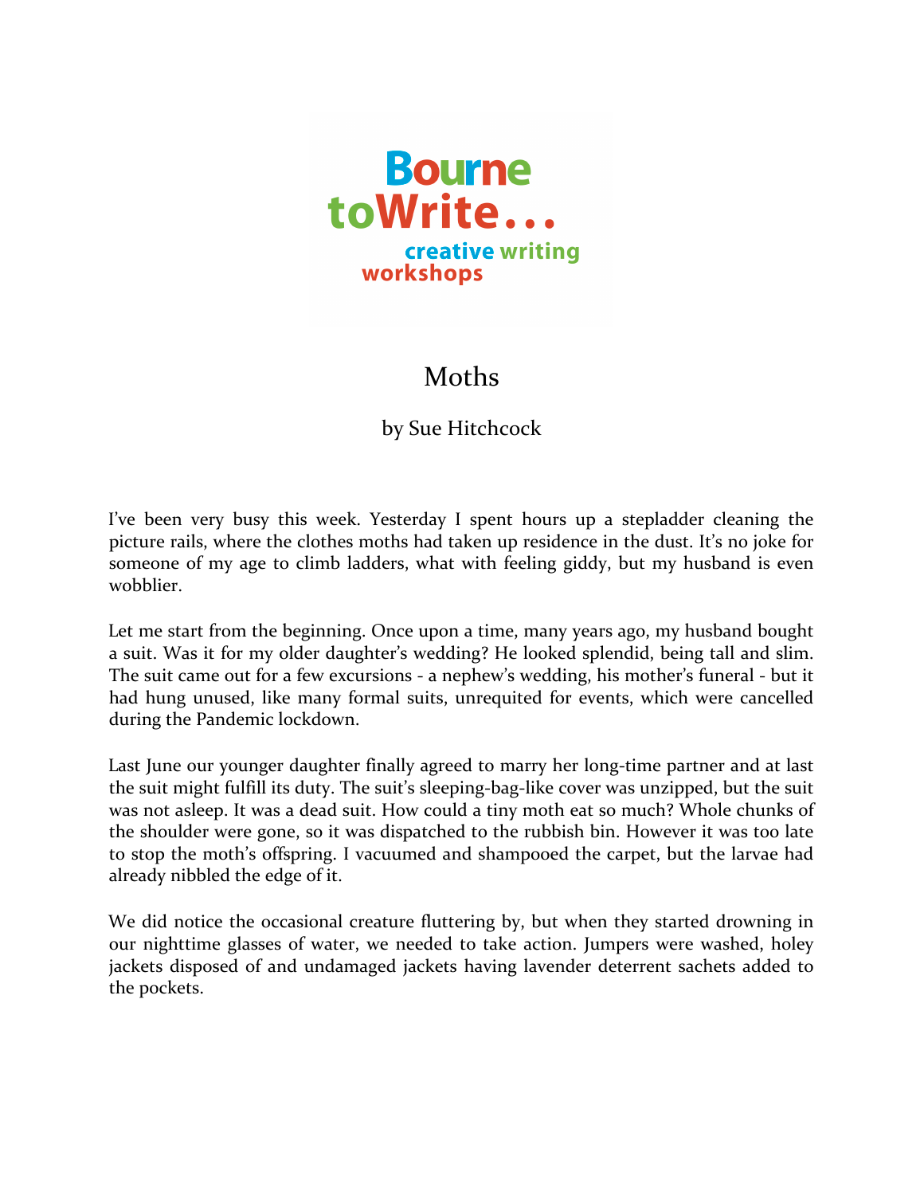Bourne toWrite... creative writing workshops

# Moths

by Sue Hitchcock

I've been very busy this week. Yesterday I spent hours up a stepladder cleaning the picture rails, where the clothes moths had taken up residence in the dust. It's no joke for someone of my age to climb ladders, what with feeling giddy, but my husband is even wobblier.

Let me start from the beginning. Once upon a time, many years ago, my husband bought a suit. Was it for my older daughter's wedding? He looked splendid, being tall and slim. The suit came out for a few excursions - a nephew's wedding, his mother's funeral - but it had hung unused, like many formal suits, unrequited for events, which were cancelled during the Pandemic lockdown.

Last June our younger daughter finally agreed to marry her long-time partner and at last the suit might fulfill its duty. The suit's sleeping-bag-like cover was unzipped, but the suit was not asleep. It was a dead suit. How could a tiny moth eat so much? Whole chunks of the shoulder were gone, so it was dispatched to the rubbish bin. However it was too late to stop the moth's offspring. I vacuumed and shampooed the carpet, but the larvae had already nibbled the edge of it.

We did notice the occasional creature fluttering by, but when they started drowning in our nighttime glasses of water, we needed to take action. Jumpers were washed, holey jackets disposed of and undamaged jackets having lavender deterrent sachets added to the pockets.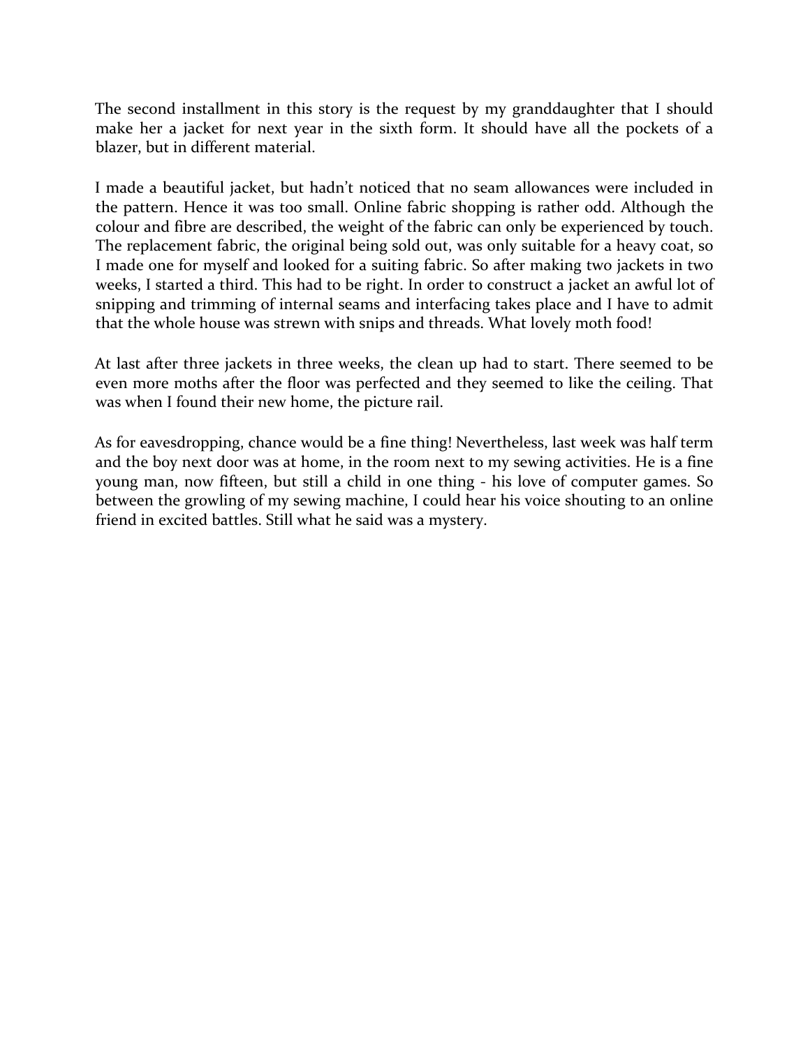The second installment in this story is the request by my granddaughter that I should make her a jacket for next year in the sixth form. It should have all the pockets of a blazer, but in different material.

I made a beautiful jacket, but hadn't noticed that no seam allowances were included in the pattern. Hence it was too small. Online fabric shopping is rather odd. Although the colour and fibre are described, the weight of the fabric can only be experienced by touch. The replacement fabric, the original being sold out, was only suitable for a heavy coat, so I made one for myself and looked for a suiting fabric. So after making two jackets in two weeks, I started a third. This had to be right. In order to construct a jacket an awful lot of snipping and trimming of internal seams and interfacing takes place and I have to admit that the whole house was strewn with snips and threads. What lovely moth food!

At last after three jackets in three weeks, the clean up had to start. There seemed to be even more moths after the floor was perfected and they seemed to like the ceiling. That was when I found their new home, the picture rail.

As for eavesdropping, chance would be a fine thing! Nevertheless, last week was half term and the boy next door was at home, in the room next to my sewing activities. He is a fine young man, now fifteen, but still a child in one thing - his love of computer games. So between the growling of my sewing machine, I could hear his voice shouting to an online friend in excited battles. Still what he said was a mystery.